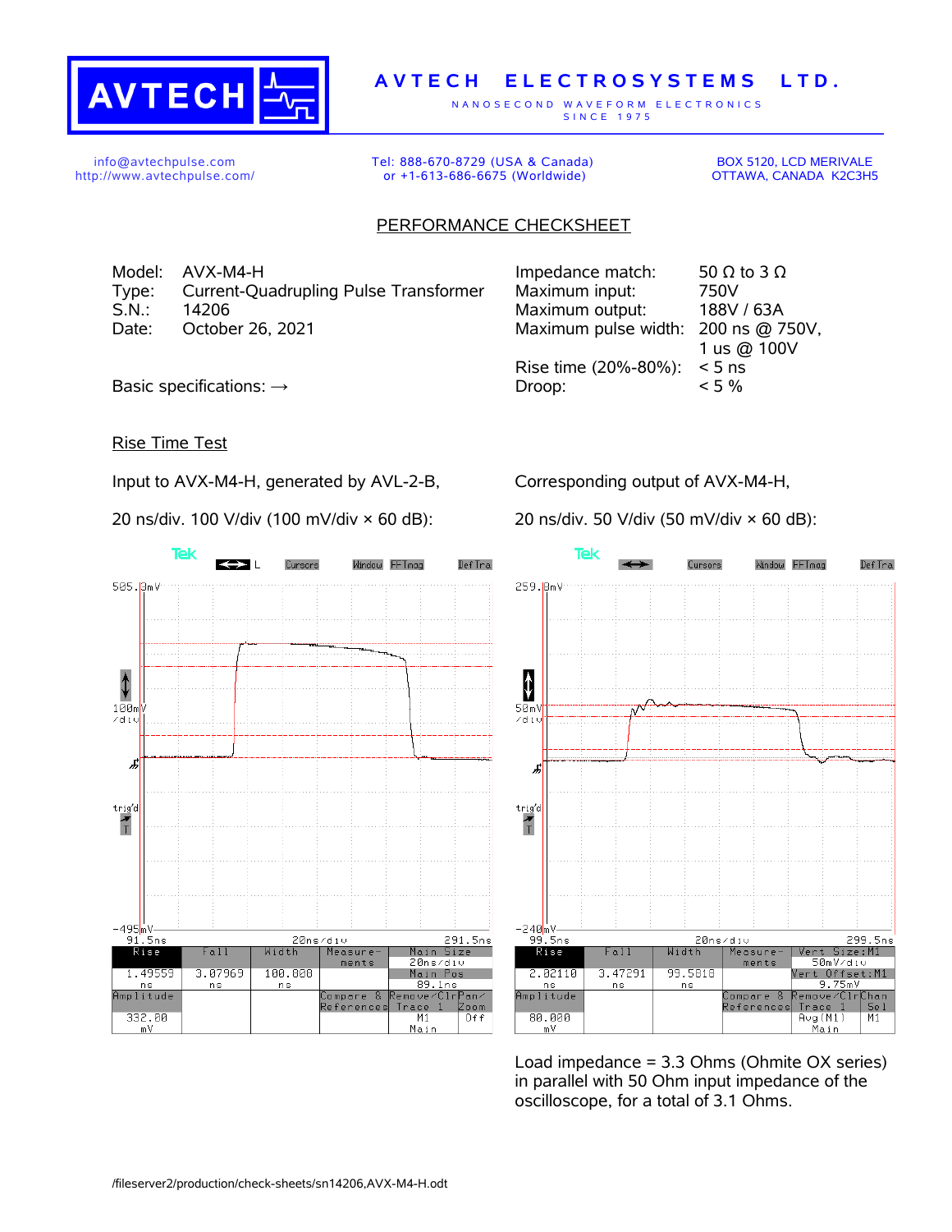# AVTECH ELECTROSYSTEMS LTD.

NANOSECOND WAVEFORM ELECTRONICS
SINCE 1975

info@avtechpulse.com
http://www.avtechpulse.com/

Tel: 888-670-8729 (USA & Canada)
or +1-613-686-6675 (Worldwide)

BOX 5120, LCD MERIVALE
OTTAWA, CANADA K2C3H5

## PERFORMANCE CHECKSHEET

Model: AVX-M4-H
Type: Current-Quadrupling Pulse Transformer
S.N.: 14206
Date: October 26, 2021

Basic specifications: →

| | |
|---|---|
| Impedance match: | 50 Ω to 3 Ω |
| Maximum input: | 750V |
| Maximum output: | 188V / 63A |
| Maximum pulse width: | 200 ns @ 750V, 1 us @ 100V |
| Rise time (20%-80%): | < 5 ns |
| Droop: | < 5 % |

### Rise Time Test

Input to AVX-M4-H, generated by AVL-2-B,

20 ns/div. 100 V/div (100 mV/div × 60 dB):

| Rise | Fall | Width | Measurements | Main Size |
|---|---|---|---|---|
| 1.49559 ns | 3.07969 ns | 100.888 ns | | 20ns/div, Main Pos 89.1ns |
| Amplitude 332.80 mV | | | Compare & References | Remove/Clr Trace 1 M1 Main; Pan/Zoom Off |

Corresponding output of AVX-M4-H,

20 ns/div. 50 V/div (50 mV/div × 60 dB):

| Rise | Fall | Width | Measurements | Vert Size:M1 |
|---|---|---|---|---|
| 2.02110 ns | 3.47291 ns | 99.5818 ns | | 50mV/div, Vert Offset:M1 9.75mV |
| Amplitude 80.000 mV | | | Compare & References | Remove/Clr Trace 1 Avg(M1) Main; Chan Sel M1 |

Load impedance = 3.3 Ohms (Ohmite OX series) in parallel with 50 Ohm input impedance of the oscilloscope, for a total of 3.1 Ohms.

/fileserver2/production/check-sheets/sn14206,AVX-M4-H.odt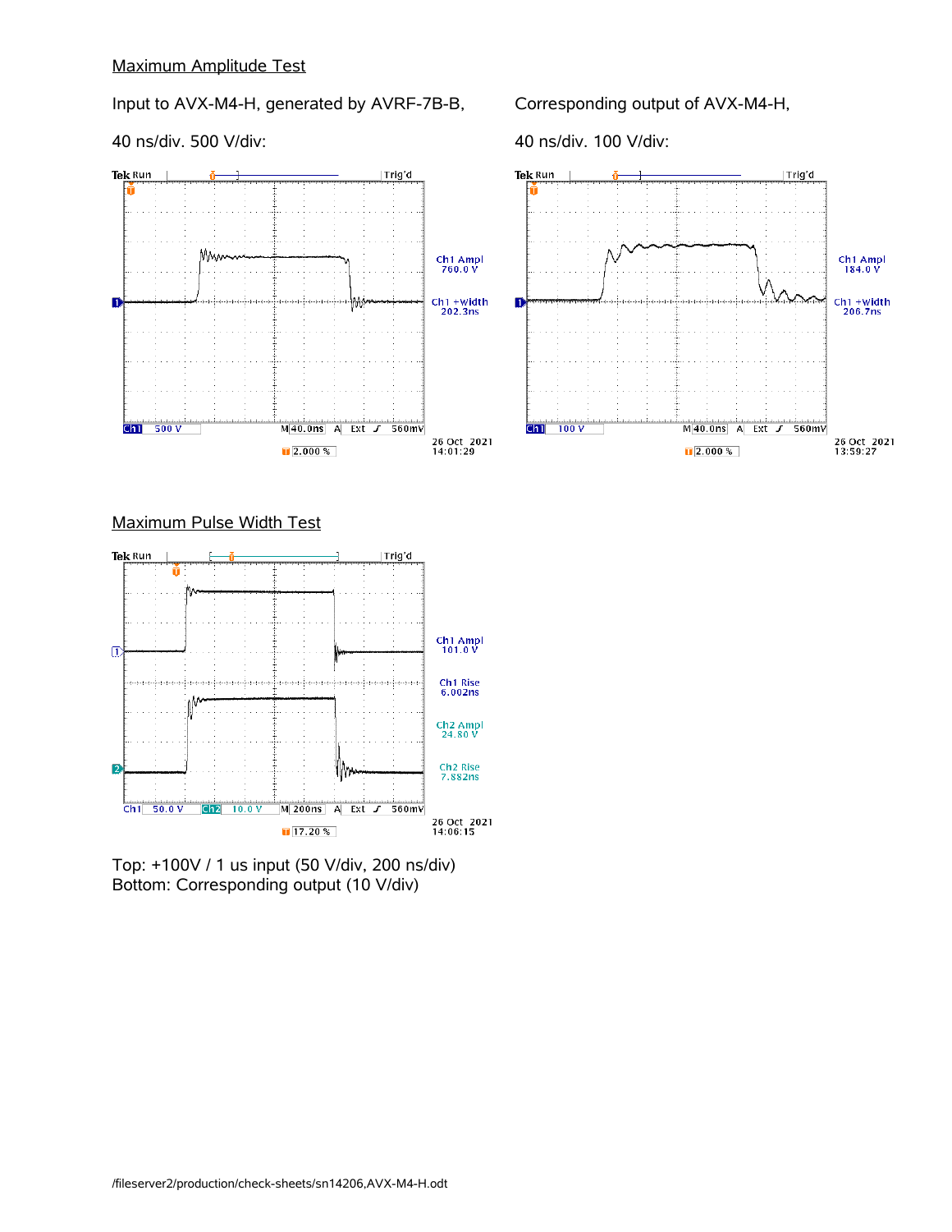## Maximum Amplitude Test

Input to AVX-M4-H, generated by AVRF-7B-B,

40 ns/div. 500 V/div:

Tek Run
Trig'd
Ch1 Ampl
760.0 V
Ch1 +Width
202.3ns
Ch1 500 V M 40.0ns A Ext ∫ 560mV
2.000 %
26 Oct 2021
14:01:29

Corresponding output of AVX-M4-H,

40 ns/div. 100 V/div:

Tek Run
Trig'd
Ch1 Ampl
184.0 V
Ch1 +Width
206.7ns
Ch1 100 V M 40.0ns A Ext ∫ 560mV
2.000 %
26 Oct 2021
13:59:27

## Maximum Pulse Width Test

Tek Run
Trig'd
Ch1 Ampl
101.0 V
Ch1 Rise
6.002ns
Ch2 Ampl
24.80 V
Ch2 Rise
7.882ns
Ch1 50.0 V Ch2 10.0 V M 200ns A Ext ∫ 560mV
17.20 %
26 Oct 2021
14:06:15

Top: +100V / 1 us input (50 V/div, 200 ns/div)
Bottom: Corresponding output (10 V/div)

/fileserver2/production/check-sheets/sn14206,AVX-M4-H.odt